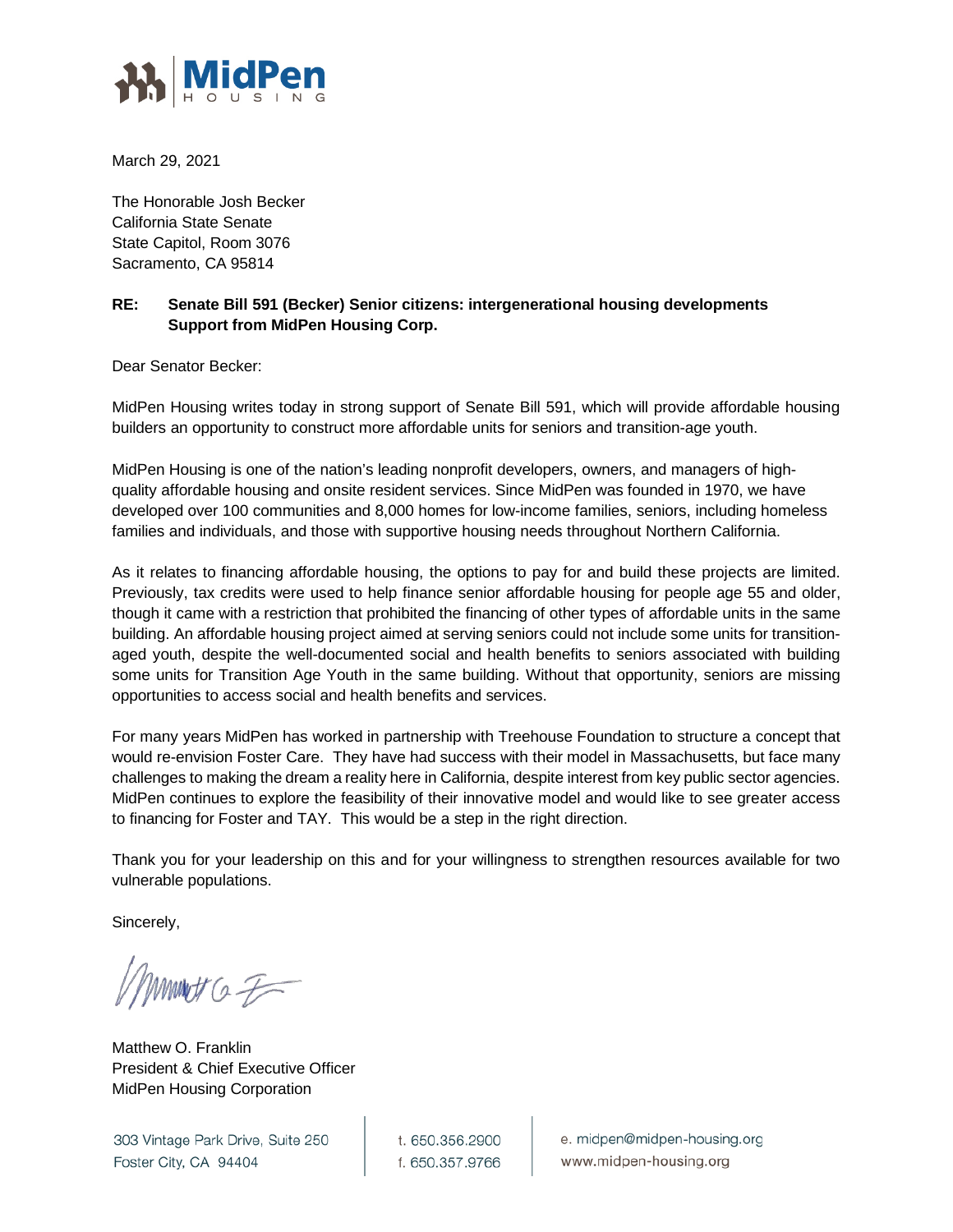MidPen HOUSING

March 29, 2021

The Honorable Josh Becker
California State Senate
State Capitol, Room 3076
Sacramento, CA 95814

**RE: Senate Bill 591 (Becker) Senior citizens: intergenerational housing developments**
**Support from MidPen Housing Corp.**

Dear Senator Becker:

MidPen Housing writes today in strong support of Senate Bill 591, which will provide affordable housing builders an opportunity to construct more affordable units for seniors and transition-age youth.

MidPen Housing is one of the nation's leading nonprofit developers, owners, and managers of high-quality affordable housing and onsite resident services. Since MidPen was founded in 1970, we have developed over 100 communities and 8,000 homes for low-income families, seniors, including homeless families and individuals, and those with supportive housing needs throughout Northern California.

As it relates to financing affordable housing, the options to pay for and build these projects are limited. Previously, tax credits were used to help finance senior affordable housing for people age 55 and older, though it came with a restriction that prohibited the financing of other types of affordable units in the same building. An affordable housing project aimed at serving seniors could not include some units for transition-aged youth, despite the well-documented social and health benefits to seniors associated with building some units for Transition Age Youth in the same building. Without that opportunity, seniors are missing opportunities to access social and health benefits and services.

For many years MidPen has worked in partnership with Treehouse Foundation to structure a concept that would re-envision Foster Care. They have had success with their model in Massachusetts, but face many challenges to making the dream a reality here in California, despite interest from key public sector agencies. MidPen continues to explore the feasibility of their innovative model and would like to see greater access to financing for Foster and TAY. This would be a step in the right direction.

Thank you for your leadership on this and for your willingness to strengthen resources available for two vulnerable populations.

Sincerely,

Matthew O. Franklin
President & Chief Executive Officer
MidPen Housing Corporation

303 Vintage Park Drive, Suite 250
Foster City, CA 94404

t. 650.356.2900
f. 650.357.9766

e. midpen@midpen-housing.org
www.midpen-housing.org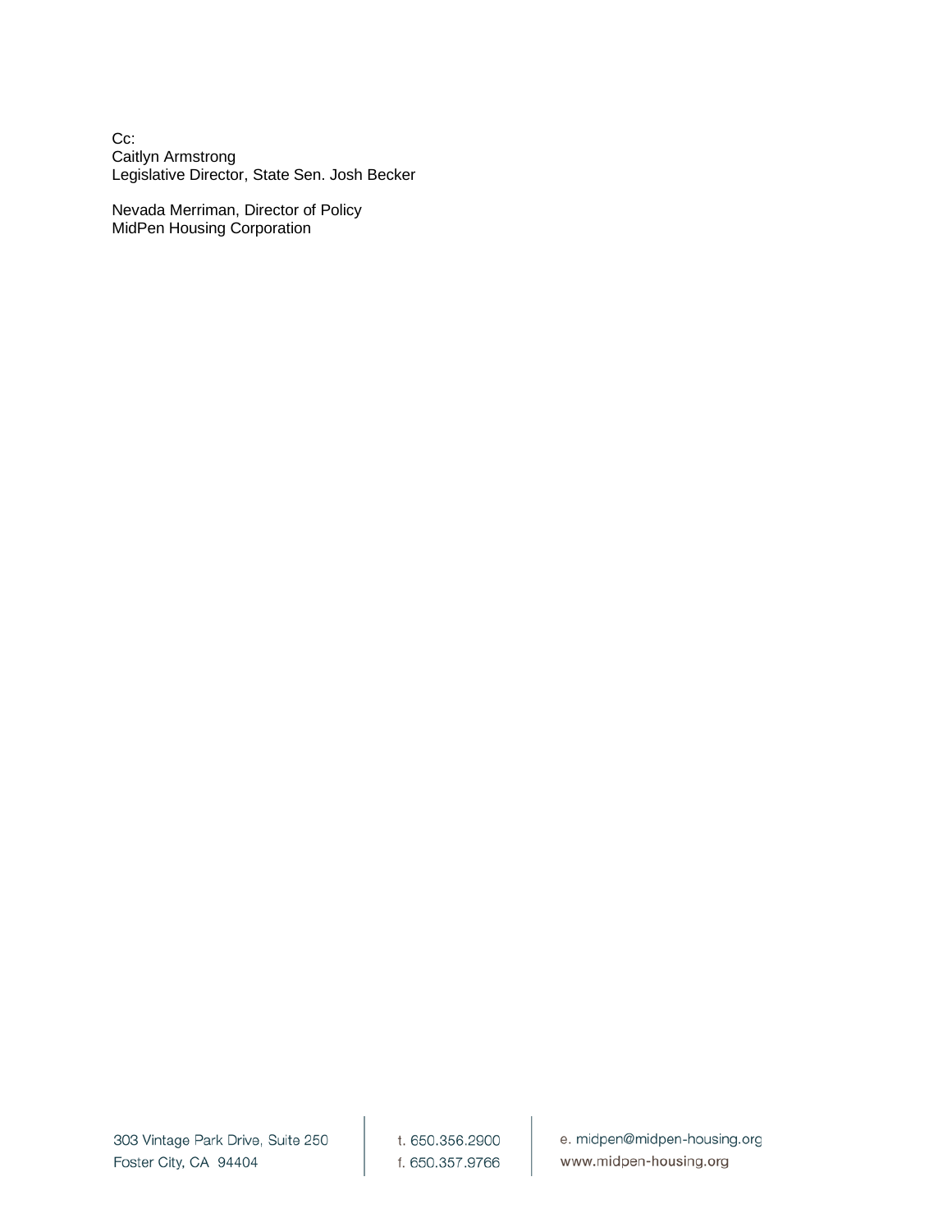Cc:
Caitlyn Armstrong
Legislative Director, State Sen. Josh Becker

Nevada Merriman, Director of Policy
MidPen Housing Corporation